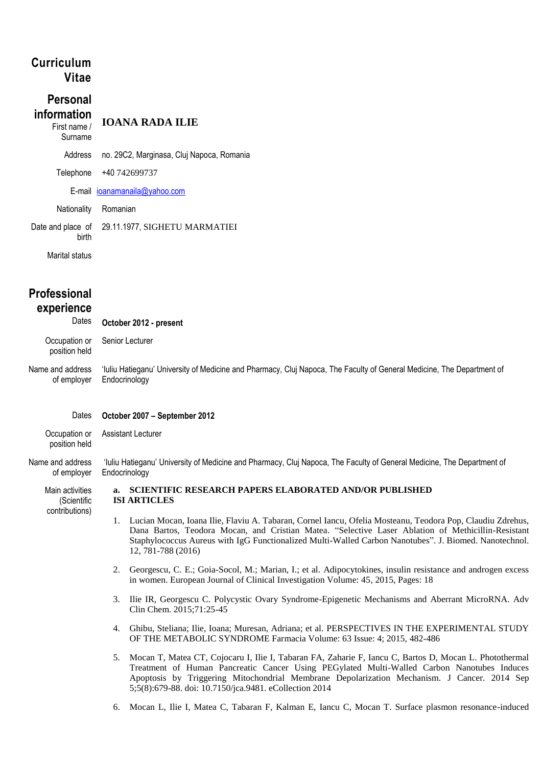# Curriculum Vitae

## Personal information

First name / Surname: **IOANA RADA ILIE**

Address: no. 29C2, Marginasa, Cluj Napoca, Romania

Telephone: +40 742699737

E-mail: ioanamanaila@yahoo.com

Nationality: Romanian

Date and place of birth: 29.11.1977, SIGHETU MARMATIEI

Marital status:

## Professional experience

Dates: **October 2012 - present**

Occupation or position held: Senior Lecturer

Name and address of employer: 'Iuliu Hatieganu' University of Medicine and Pharmacy, Cluj Napoca, The Faculty of General Medicine, The Department of Endocrinology

Dates: **October 2007 – September 2012**

Occupation or position held: Assistant Lecturer

Name and address of employer: 'Iuliu Hatieganu' University of Medicine and Pharmacy, Cluj Napoca, The Faculty of General Medicine, The Department of Endocrinology

Main activities (Scientific contributions):

**a. SCIENTIFIC RESEARCH PAPERS ELABORATED AND/OR PUBLISHED**
**ISI ARTICLES**

1. Lucian Mocan, Ioana Ilie, Flaviu A. Tabaran, Cornel Iancu, Ofelia Mosteanu, Teodora Pop, Claudiu Zdrehus, Dana Bartos, Teodora Mocan, and Cristian Matea. "Selective Laser Ablation of Methicillin-Resistant Staphylococcus Aureus with IgG Functionalized Multi-Walled Carbon Nanotubes". J. Biomed. Nanotechnol. 12, 781-788 (2016)

2. Georgescu, C. E.; Goia-Socol, M.; Marian, I.; et al. Adipocytokines, insulin resistance and androgen excess in women. European Journal of Clinical Investigation Volume: 45, 2015, Pages: 18

3. Ilie IR, Georgescu C. Polycystic Ovary Syndrome-Epigenetic Mechanisms and Aberrant MicroRNA. Adv Clin Chem. 2015;71:25-45

4. Ghibu, Steliana; Ilie, Ioana; Muresan, Adriana; et al. PERSPECTIVES IN THE EXPERIMENTAL STUDY OF THE METABOLIC SYNDROME Farmacia Volume: 63 Issue: 4; 2015, 482-486

5. Mocan T, Matea CT, Cojocaru I, Ilie I, Tabaran FA, Zaharie F, Iancu C, Bartos D, Mocan L. Photothermal Treatment of Human Pancreatic Cancer Using PEGylated Multi-Walled Carbon Nanotubes Induces Apoptosis by Triggering Mitochondrial Membrane Depolarization Mechanism. J Cancer. 2014 Sep 5;5(8):679-88. doi: 10.7150/jca.9481. eCollection 2014

6. Mocan L, Ilie I, Matea C, Tabaran F, Kalman E, Iancu C, Mocan T. Surface plasmon resonance-induced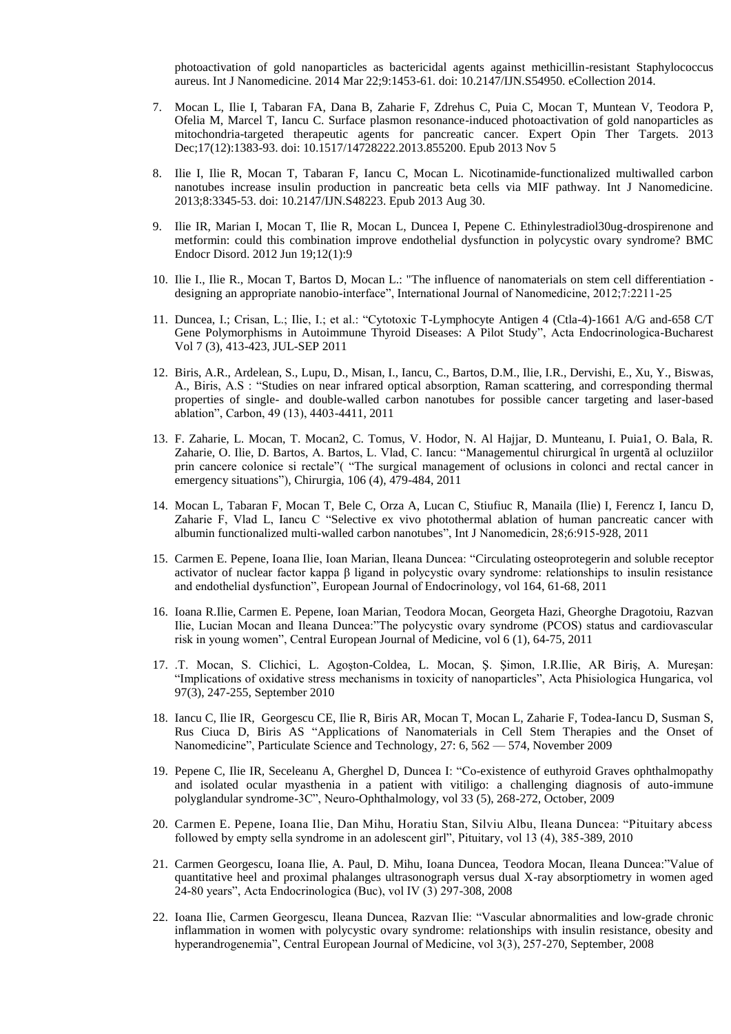photoactivation of gold nanoparticles as bactericidal agents against methicillin-resistant Staphylococcus aureus. Int J Nanomedicine. 2014 Mar 22;9:1453-61. doi: 10.2147/IJN.S54950. eCollection 2014.

7. Mocan L, Ilie I, Tabaran FA, Dana B, Zaharie F, Zdrehus C, Puia C, Mocan T, Muntean V, Teodora P, Ofelia M, Marcel T, Iancu C. Surface plasmon resonance-induced photoactivation of gold nanoparticles as mitochondria-targeted therapeutic agents for pancreatic cancer. Expert Opin Ther Targets. 2013 Dec;17(12):1383-93. doi: 10.1517/14728222.2013.855200. Epub 2013 Nov 5

8. Ilie I, Ilie R, Mocan T, Tabaran F, Iancu C, Mocan L. Nicotinamide-functionalized multiwalled carbon nanotubes increase insulin production in pancreatic beta cells via MIF pathway. Int J Nanomedicine. 2013;8:3345-53. doi: 10.2147/IJN.S48223. Epub 2013 Aug 30.

9. Ilie IR, Marian I, Mocan T, Ilie R, Mocan L, Duncea I, Pepene C. Ethinylestradiol30ug-drospirenone and metformin: could this combination improve endothelial dysfunction in polycystic ovary syndrome? BMC Endocr Disord. 2012 Jun 19;12(1):9

10. Ilie I., Ilie R., Mocan T, Bartos D, Mocan L.: "The influence of nanomaterials on stem cell differentiation - designing an appropriate nanobio-interface", International Journal of Nanomedicine, 2012;7:2211-25

11. Duncea, I.; Crisan, L.; Ilie, I.; et al.: "Cytotoxic T-Lymphocyte Antigen 4 (Ctla-4)-1661 A/G and-658 C/T Gene Polymorphisms in Autoimmune Thyroid Diseases: A Pilot Study", Acta Endocrinologica-Bucharest Vol 7 (3), 413-423, JUL-SEP 2011

12. Biris, A.R., Ardelean, S., Lupu, D., Misan, I., Iancu, C., Bartos, D.M., Ilie, I.R., Dervishi, E., Xu, Y., Biswas, A., Biris, A.S : "Studies on near infrared optical absorption, Raman scattering, and corresponding thermal properties of single- and double-walled carbon nanotubes for possible cancer targeting and laser-based ablation", Carbon, 49 (13), 4403-4411, 2011

13. F. Zaharie, L. Mocan, T. Mocan2, C. Tomus, V. Hodor, N. Al Hajjar, D. Munteanu, I. Puia1, O. Bala, R. Zaharie, O. Ilie, D. Bartos, A. Bartos, L. Vlad, C. Iancu: "Managementul chirurgical în urgentã al ocluziilor prin cancere colonice si rectale"( "The surgical management of oclusions in colonci and rectal cancer in emergency situations"), Chirurgia, 106 (4), 479-484, 2011

14. Mocan L, Tabaran F, Mocan T, Bele C, Orza A, Lucan C, Stiufiuc R, Manaila (Ilie) I, Ferencz I, Iancu D, Zaharie F, Vlad L, Iancu C "Selective ex vivo photothermal ablation of human pancreatic cancer with albumin functionalized multi-walled carbon nanotubes", Int J Nanomedicin, 28;6:915-928, 2011

15. Carmen E. Pepene, Ioana Ilie, Ioan Marian, Ileana Duncea: "Circulating osteoprotegerin and soluble receptor activator of nuclear factor kappa β ligand in polycystic ovary syndrome: relationships to insulin resistance and endothelial dysfunction", European Journal of Endocrinology, vol 164, 61-68, 2011

16. Ioana R.Ilie, Carmen E. Pepene, Ioan Marian, Teodora Mocan, Georgeta Hazi, Gheorghe Dragotoiu, Razvan Ilie, Lucian Mocan and Ileana Duncea:"The polycystic ovary syndrome (PCOS) status and cardiovascular risk in young women", Central European Journal of Medicine, vol 6 (1), 64-75, 2011

17. .T. Mocan, S. Clichici, L. Agoşton-Coldea, L. Mocan, Ş. Şimon, I.R.Ilie, AR Biriş, A. Mureşan: "Implications of oxidative stress mechanisms in toxicity of nanoparticles", Acta Phisiologica Hungarica, vol 97(3), 247-255, September 2010

18. Iancu C, Ilie IR, Georgescu CE, Ilie R, Biris AR, Mocan T, Mocan L, Zaharie F, Todea-Iancu D, Susman S, Rus Ciuca D, Biris AS "Applications of Nanomaterials in Cell Stem Therapies and the Onset of Nanomedicine", Particulate Science and Technology, 27: 6, 562 — 574, November 2009

19. Pepene C, Ilie IR, Seceleanu A, Gherghel D, Duncea I: "Co-existence of euthyroid Graves ophthalmopathy and isolated ocular myasthenia in a patient with vitiligo: a challenging diagnosis of auto-immune polyglandular syndrome-3C", Neuro-Ophthalmology, vol 33 (5), 268-272, October, 2009

20. Carmen E. Pepene, Ioana Ilie, Dan Mihu, Horatiu Stan, Silviu Albu, Ileana Duncea: "Pituitary abcess followed by empty sella syndrome in an adolescent girl", Pituitary, vol 13 (4), 385-389, 2010

21. Carmen Georgescu, Ioana Ilie, A. Paul, D. Mihu, Ioana Duncea, Teodora Mocan, Ileana Duncea:"Value of quantitative heel and proximal phalanges ultrasonograph versus dual X-ray absorptiometry in women aged 24-80 years", Acta Endocrinologica (Buc), vol IV (3) 297-308, 2008

22. Ioana Ilie, Carmen Georgescu, Ileana Duncea, Razvan Ilie: "Vascular abnormalities and low-grade chronic inflammation in women with polycystic ovary syndrome: relationships with insulin resistance, obesity and hyperandrogenemia", Central European Journal of Medicine, vol 3(3), 257-270, September, 2008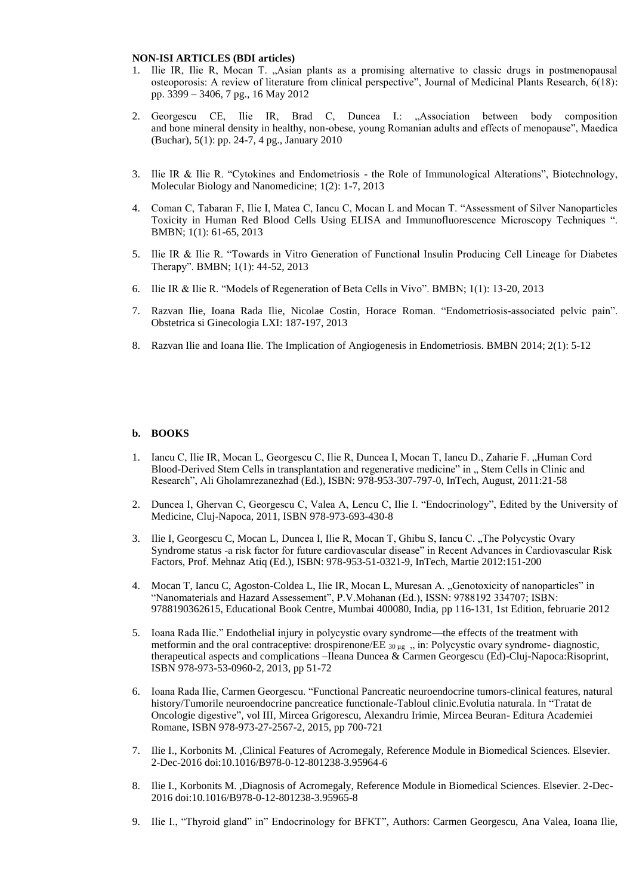**NON-ISI ARTICLES (BDI articles)**

1. Ilie IR, Ilie R, Mocan T. „Asian plants as a promising alternative to classic drugs in postmenopausal osteoporosis: A review of literature from clinical perspective", Journal of Medicinal Plants Research, 6(18): pp. 3399 – 3406, 7 pg., 16 May 2012

2. Georgescu CE, Ilie IR, Brad C, Duncea I.: „Association between body composition and bone mineral density in healthy, non-obese, young Romanian adults and effects of menopause", Maedica (Buchar), 5(1): pp. 24-7, 4 pg., January 2010

3. Ilie IR & Ilie R. "Cytokines and Endometriosis - the Role of Immunological Alterations", Biotechnology, Molecular Biology and Nanomedicine; 1(2): 1-7, 2013

4. Coman C, Tabaran F, Ilie I, Matea C, Iancu C, Mocan L and Mocan T. "Assessment of Silver Nanoparticles Toxicity in Human Red Blood Cells Using ELISA and Immunofluorescence Microscopy Techniques ". BMBN; 1(1): 61-65, 2013

5. Ilie IR & Ilie R. "Towards in Vitro Generation of Functional Insulin Producing Cell Lineage for Diabetes Therapy". BMBN; 1(1): 44-52, 2013

6. Ilie IR & Ilie R. "Models of Regeneration of Beta Cells in Vivo". BMBN; 1(1): 13-20, 2013

7. Razvan Ilie, Ioana Rada Ilie, Nicolae Costin, Horace Roman. "Endometriosis-associated pelvic pain". Obstetrica si Ginecologia LXI: 187-197, 2013

8. Razvan Ilie and Ioana Ilie. The Implication of Angiogenesis in Endometriosis. BMBN 2014; 2(1): 5-12

**b. BOOKS**

1. Iancu C, Ilie IR, Mocan L, Georgescu C, Ilie R, Duncea I, Mocan T, Iancu D., Zaharie F. „Human Cord Blood-Derived Stem Cells in transplantation and regenerative medicine" in „ Stem Cells in Clinic and Research", Ali Gholamrezanezhad (Ed.), ISBN: 978-953-307-797-0, InTech, August, 2011:21-58

2. Duncea I, Ghervan C, Georgescu C, Valea A, Lencu C, Ilie I. "Endocrinology", Edited by the University of Medicine, Cluj-Napoca, 2011, ISBN 978-973-693-430-8

3. Ilie I, Georgescu C, Mocan L, Duncea I, Ilie R, Mocan T, Ghibu S, Iancu C. „The Polycystic Ovary Syndrome status -a risk factor for future cardiovascular disease" in Recent Advances in Cardiovascular Risk Factors, Prof. Mehnaz Atiq (Ed.), ISBN: 978-953-51-0321-9, InTech, Martie 2012:151-200

4. Mocan T, Iancu C, Agoston-Coldea L, Ilie IR, Mocan L, Muresan A. „Genotoxicity of nanoparticles" in "Nanomaterials and Hazard Assessement", P.V.Mohanan (Ed.), ISSN: 9788192 334707; ISBN: 9788190362615, Educational Book Centre, Mumbai 400080, India, pp 116-131, 1st Edition, februarie 2012

5. Ioana Rada Ilie." Endothelial injury in polycystic ovary syndrome—the effects of the treatment with metformin and the oral contraceptive: drospirenone/EE $_{30\,\mu g}$ „ in: Polycystic ovary syndrome- diagnostic, therapeutical aspects and complications –Ileana Duncea & Carmen Georgescu (Ed)-Cluj-Napoca:Risoprint, ISBN 978-973-53-0960-2, 2013, pp 51-72

6. Ioana Rada Ilie, Carmen Georgescu. "Functional Pancreatic neuroendocrine tumors-clinical features, natural history/Tumorile neuroendocrine pancreatice functionale-Tabloul clinic.Evolutia naturala. In "Tratat de Oncologie digestive", vol III, Mircea Grigorescu, Alexandru Irimie, Mircea Beuran- Editura Academiei Romane, ISBN 978-973-27-2567-2, 2015, pp 700-721

7. Ilie I., Korbonits M. ,Clinical Features of Acromegaly, Reference Module in Biomedical Sciences. Elsevier. 2-Dec-2016 doi:10.1016/B978-0-12-801238-3.95964-6

8. Ilie I., Korbonits M. ,Diagnosis of Acromegaly, Reference Module in Biomedical Sciences. Elsevier. 2-Dec-2016 doi:10.1016/B978-0-12-801238-3.95965-8

9. Ilie I., "Thyroid gland" in" Endocrinology for BFKT", Authors: Carmen Georgescu, Ana Valea, Ioana Ilie,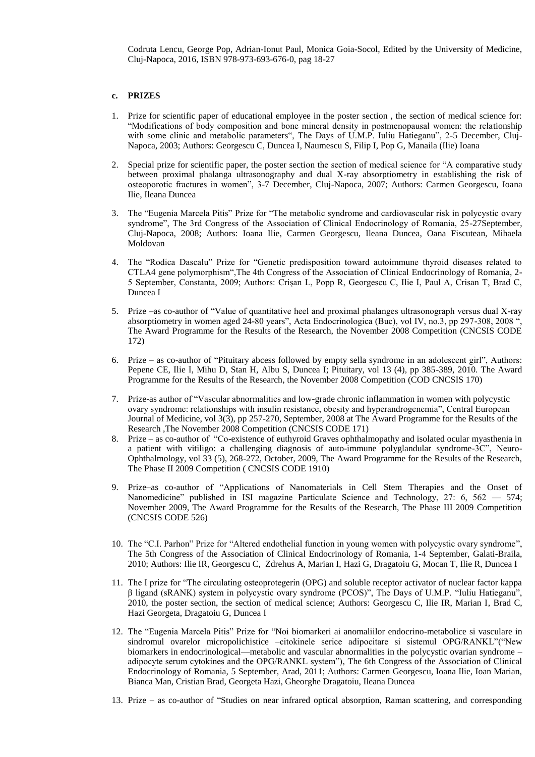Codruta Lencu, George Pop, Adrian-Ionut Paul, Monica Goia-Socol, Edited by the University of Medicine, Cluj-Napoca, 2016, ISBN 978-973-693-676-0, pag 18-27

### c. PRIZES

1. Prize for scientific paper of educational employee in the poster section , the section of medical science for: "Modifications of body composition and bone mineral density in postmenopausal women: the relationship with some clinic and metabolic parameters", The Days of U.M.P. Iuliu Hatieganu", 2-5 December, Cluj-Napoca, 2003; Authors: Georgescu C, Duncea I, Naumescu S, Filip I, Pop G, Manaila (Ilie) Ioana

2. Special prize for scientific paper, the poster section the section of medical science for "A comparative study between proximal phalanga ultrasonography and dual X-ray absorptiometry in establishing the risk of osteoporotic fractures in women", 3-7 December, Cluj-Napoca, 2007; Authors: Carmen Georgescu, Ioana Ilie, Ileana Duncea

3. The "Eugenia Marcela Pitis" Prize for "The metabolic syndrome and cardiovascular risk in polycystic ovary syndrome", The 3rd Congress of the Association of Clinical Endocrinology of Romania, 25-27September, Cluj-Napoca, 2008; Authors: Ioana Ilie, Carmen Georgescu, Ileana Duncea, Oana Fiscutean, Mihaela Moldovan

4. The "Rodica Dascalu" Prize for "Genetic predisposition toward autoimmune thyroid diseases related to CTLA4 gene polymorphism",The 4th Congress of the Association of Clinical Endocrinology of Romania, 2-5 September, Constanta, 2009; Authors: Crișan L, Popp R, Georgescu C, Ilie I, Paul A, Crisan T, Brad C, Duncea I

5. Prize –as co-author of "Value of quantitative heel and proximal phalanges ultrasonograph versus dual X-ray absorptiometry in women aged 24-80 years", Acta Endocrinologica (Buc), vol IV, no.3, pp 297-308, 2008 ", The Award Programme for the Results of the Research, the November 2008 Competition (CNCSIS CODE 172)

6. Prize – as co-author of "Pituitary abcess followed by empty sella syndrome in an adolescent girl", Authors: Pepene CE, Ilie I, Mihu D, Stan H, Albu S, Duncea I; Pituitary, vol 13 (4), pp 385-389, 2010. The Award Programme for the Results of the Research, the November 2008 Competition (COD CNCSIS 170)

7. Prize-as author of "Vascular abnormalities and low-grade chronic inflammation in women with polycystic ovary syndrome: relationships with insulin resistance, obesity and hyperandrogenemia", Central European Journal of Medicine, vol 3(3), pp 257-270, September, 2008 at The Award Programme for the Results of the Research ,The November 2008 Competition (CNCSIS CODE 171)

8. Prize – as co-author of "Co-existence of euthyroid Graves ophthalmopathy and isolated ocular myasthenia in a patient with vitiligo: a challenging diagnosis of auto-immune polyglandular syndrome-3C", Neuro-Ophthalmology, vol 33 (5), 268-272, October, 2009, The Award Programme for the Results of the Research, The Phase II 2009 Competition ( CNCSIS CODE 1910)

9. Prize–as co-author of "Applications of Nanomaterials in Cell Stem Therapies and the Onset of Nanomedicine" published in ISI magazine Particulate Science and Technology, 27: 6, 562 — 574; November 2009, The Award Programme for the Results of the Research, The Phase III 2009 Competition (CNCSIS CODE 526)

10. The "C.I. Parhon" Prize for "Altered endothelial function in young women with polycystic ovary syndrome", The 5th Congress of the Association of Clinical Endocrinology of Romania, 1-4 September, Galati-Braila, 2010; Authors: Ilie IR, Georgescu C, Zdrehus A, Marian I, Hazi G, Dragatoiu G, Mocan T, Ilie R, Duncea I

11. The I prize for "The circulating osteoprotegerin (OPG) and soluble receptor activator of nuclear factor kappa β ligand (sRANK) system in polycystic ovary syndrome (PCOS)", The Days of U.M.P. "Iuliu Hatieganu", 2010, the poster section, the section of medical science; Authors: Georgescu C, Ilie IR, Marian I, Brad C, Hazi Georgeta, Dragatoiu G, Duncea I

12. The "Eugenia Marcela Pitis" Prize for "Noi biomarkeri ai anomaliilor endocrino-metabolice si vasculare in sindromul ovarelor micropolichistice –citokinele serice adipocitare si sistemul OPG/RANKL"("New biomarkers in endocrinological—metabolic and vascular abnormalities in the polycystic ovarian syndrome – adipocyte serum cytokines and the OPG/RANKL system"), The 6th Congress of the Association of Clinical Endocrinology of Romania, 5 September, Arad, 2011; Authors: Carmen Georgescu, Ioana Ilie, Ioan Marian, Bianca Man, Cristian Brad, Georgeta Hazi, Gheorghe Dragatoiu, Ileana Duncea

13. Prize – as co-author of "Studies on near infrared optical absorption, Raman scattering, and corresponding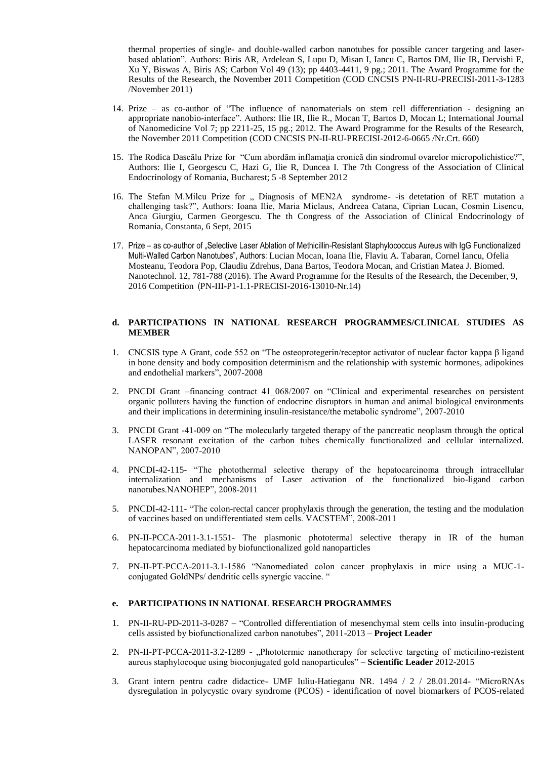thermal properties of single- and double-walled carbon nanotubes for possible cancer targeting and laser-based ablation". Authors: Biris AR, Ardelean S, Lupu D, Misan I, Iancu C, Bartos DM, Ilie IR, Dervishi E, Xu Y, Biswas A, Biris AS; Carbon Vol 49 (13); pp 4403-4411, 9 pg.; 2011. The Award Programme for the Results of the Research, the November 2011 Competition (COD CNCSIS PN-II-RU-PRECISI-2011-3-1283 /November 2011)

14. Prize – as co-author of "The influence of nanomaterials on stem cell differentiation - designing an appropriate nanobio-interface". Authors: Ilie IR, Ilie R., Mocan T, Bartos D, Mocan L; International Journal of Nanomedicine Vol 7; pp 2211-25, 15 pg.; 2012. The Award Programme for the Results of the Research, the November 2011 Competition (COD CNCSIS PN-II-RU-PRECISI-2012-6-0665 /Nr.Crt. 660)

15. The Rodica Dascălu Prize for "Cum abordăm inflamația cronică din sindromul ovarelor micropolichistice?", Authors: Ilie I, Georgescu C, Hazi G, Ilie R, Duncea I. The 7th Congress of the Association of Clinical Endocrinology of Romania, Bucharest; 5 -8 September 2012

16. The Stefan M.Milcu Prize for „ Diagnosis of MEN2A syndrome- -is detetation of RET mutation a challenging task?", Authors: Ioana Ilie, Maria Miclaus, Andreea Catana, Ciprian Lucan, Cosmin Lisencu, Anca Giurgiu, Carmen Georgescu. The th Congress of the Association of Clinical Endocrinology of Romania, Constanta, 6 Sept, 2015

17. Prize – as co-author of „Selective Laser Ablation of Methicillin-Resistant Staphylococcus Aureus with IgG Functionalized Multi-Walled Carbon Nanotubes", Authors: Lucian Mocan, Ioana Ilie, Flaviu A. Tabaran, Cornel Iancu, Ofelia Mosteanu, Teodora Pop, Claudiu Zdrehus, Dana Bartos, Teodora Mocan, and Cristian Matea J. Biomed. Nanotechnol. 12, 781-788 (2016). The Award Programme for the Results of the Research, the December, 9, 2016 Competition (PN-III-P1-1.1-PRECISI-2016-13010-Nr.14)

### d. PARTICIPATIONS IN NATIONAL RESEARCH PROGRAMMES/CLINICAL STUDIES AS MEMBER

1. CNCSIS type A Grant, code 552 on "The osteoprotegerin/receptor activator of nuclear factor kappa β ligand in bone density and body composition determinism and the relationship with systemic hormones, adipokines and endothelial markers", 2007-2008

2. PNCDI Grant –financing contract 41_068/2007 on "Clinical and experimental researches on persistent organic polluters having the function of endocrine disruptors in human and animal biological environments and their implications in determining insulin-resistance/the metabolic syndrome", 2007-2010

3. PNCDI Grant -41-009 on "The molecularly targeted therapy of the pancreatic neoplasm through the optical LASER resonant excitation of the carbon tubes chemically functionalized and cellular internalized. NANOPAN", 2007-2010

4. PNCDI-42-115- "The photothermal selective therapy of the hepatocarcinoma through intracellular internalization and mechanisms of Laser activation of the functionalized bio-ligand carbon nanotubes.NANOHEP", 2008-2011

5. PNCDI-42-111- "The colon-rectal cancer prophylaxis through the generation, the testing and the modulation of vaccines based on undifferentiated stem cells. VACSTEM", 2008-2011

6. PN-II-PCCA-2011-3.1-1551- The plasmonic phototermal selective therapy in IR of the human hepatocarcinoma mediated by biofunctionalized gold nanoparticles

7. PN-II-PT-PCCA-2011-3.1-1586 "Nanomediated colon cancer prophylaxis in mice using a MUC-1-conjugated GoldNPs/ dendritic cells synergic vaccine. "

### e. PARTICIPATIONS IN NATIONAL RESEARCH PROGRAMMES

1. PN-II-RU-PD-2011-3-0287 – "Controlled differentiation of mesenchymal stem cells into insulin-producing cells assisted by biofunctionalized carbon nanotubes", 2011-2013 – **Project Leader**

2. PN-II-PT-PCCA-2011-3.2-1289 - „Phototermic nanotherapy for selective targeting of meticilino-rezistent aureus staphylocoque using bioconjugated gold nanoparticules" – **Scientific Leader** 2012-2015

3. Grant intern pentru cadre didactice- UMF Iuliu-Hatieganu NR. 1494 / 2 / 28.01.2014- "MicroRNAs dysregulation in polycystic ovary syndrome (PCOS) - identification of novel biomarkers of PCOS-related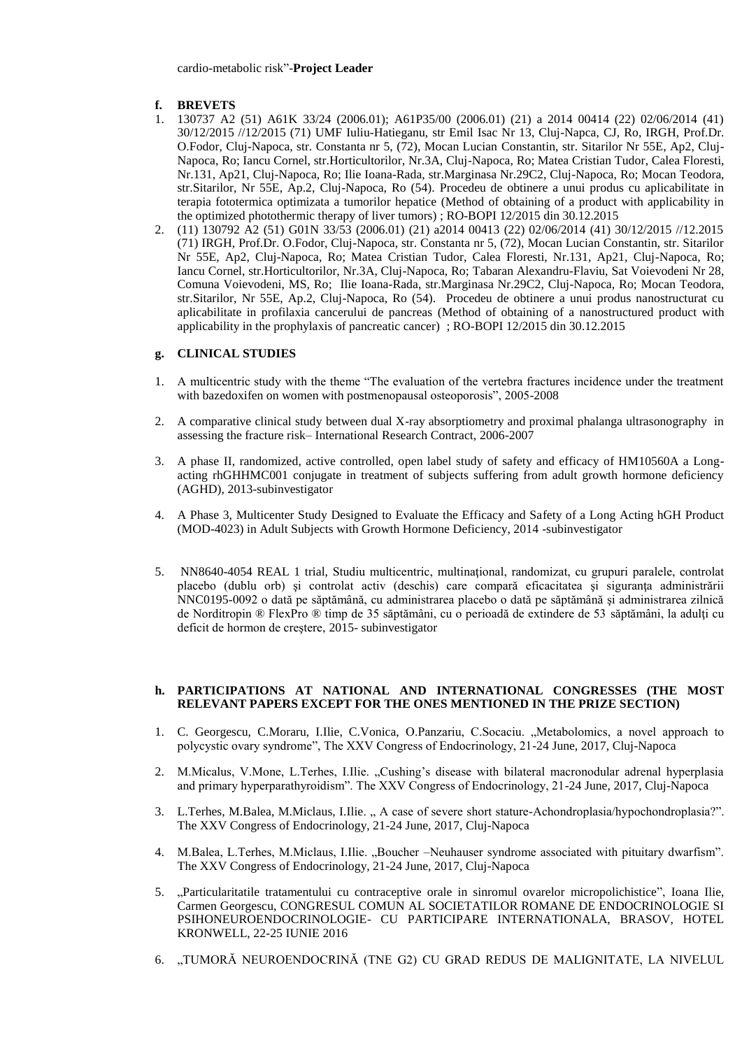cardio-metabolic risk"-**Project Leader**

#### f. BREVETS

1. 130737 A2 (51) A61K 33/24 (2006.01); A61P35/00 (2006.01) (21) a 2014 00414 (22) 02/06/2014 (41) 30/12/2015 //12/2015 (71) UMF Iuliu-Hatieganu, str Emil Isac Nr 13, Cluj-Napca, CJ, Ro, IRGH, Prof.Dr. O.Fodor, Cluj-Napoca, str. Constanta nr 5, (72), Mocan Lucian Constantin, str. Sitarilor Nr 55E, Ap2, Cluj-Napoca, Ro; Iancu Cornel, str.Horticultorilor, Nr.3A, Cluj-Napoca, Ro; Matea Cristian Tudor, Calea Floresti, Nr.131, Ap21, Cluj-Napoca, Ro; Ilie Ioana-Rada, str.Marginasa Nr.29C2, Cluj-Napoca, Ro; Mocan Teodora, str.Sitarilor, Nr 55E, Ap.2, Cluj-Napoca, Ro (54). Procedeu de obtinere a unui produs cu aplicabilitate in terapia fototermica optimizata a tumorilor hepatice (Method of obtaining of a product with applicability in the optimized photothermic therapy of liver tumors) ; RO-BOPI 12/2015 din 30.12.2015
2. (11) 130792 A2 (51) G01N 33/53 (2006.01) (21) a2014 00413 (22) 02/06/2014 (41) 30/12/2015 //12.2015 (71) IRGH, Prof.Dr. O.Fodor, Cluj-Napoca, str. Constanta nr 5, (72), Mocan Lucian Constantin, str. Sitarilor Nr 55E, Ap2, Cluj-Napoca, Ro; Matea Cristian Tudor, Calea Floresti, Nr.131, Ap21, Cluj-Napoca, Ro; Iancu Cornel, str.Horticultorilor, Nr.3A, Cluj-Napoca, Ro; Tabaran Alexandru-Flaviu, Sat Voievodeni Nr 28, Comuna Voievodeni, MS, Ro; Ilie Ioana-Rada, str.Marginasa Nr.29C2, Cluj-Napoca, Ro; Mocan Teodora, str.Sitarilor, Nr 55E, Ap.2, Cluj-Napoca, Ro (54). Procedeu de obtinere a unui produs nanostructurat cu aplicabilitate in profilaxia cancerului de pancreas (Method of obtaining of a nanostructured product with applicability in the prophylaxis of pancreatic cancer) ; RO-BOPI 12/2015 din 30.12.2015

#### g. CLINICAL STUDIES

1. A multicentric study with the theme "The evaluation of the vertebra fractures incidence under the treatment with bazedoxifen on women with postmenopausal osteoporosis", 2005-2008
2. A comparative clinical study between dual X-ray absorptiometry and proximal phalanga ultrasonography in assessing the fracture risk– International Research Contract, 2006-2007
3. A phase II, randomized, active controlled, open label study of safety and efficacy of HM10560A a Long-acting rhGHHMC001 conjugate in treatment of subjects suffering from adult growth hormone deficiency (AGHD), 2013-subinvestigator
4. A Phase 3, Multicenter Study Designed to Evaluate the Efficacy and Safety of a Long Acting hGH Product (MOD-4023) in Adult Subjects with Growth Hormone Deficiency, 2014 -subinvestigator
5. NN8640-4054 REAL 1 trial, Studiu multicentric, multinaţional, randomizat, cu grupuri paralele, controlat placebo (dublu orb) şi controlat activ (deschis) care compară eficacitatea şi siguranţa administrării NNC0195-0092 o dată pe săptămână, cu administrarea placebo o dată pe săptămână şi administrarea zilnică de Norditropin ® FlexPro ® timp de 35 săptămâni, cu o perioadă de extindere de 53 săptămâni, la adulţi cu deficit de hormon de creştere, 2015- subinvestigator

#### h. PARTICIPATIONS AT NATIONAL AND INTERNATIONAL CONGRESSES (THE MOST RELEVANT PAPERS EXCEPT FOR THE ONES MENTIONED IN THE PRIZE SECTION)

1. C. Georgescu, C.Moraru, I.Ilie, C.Vonica, O.Panzariu, C.Socaciu. „Metabolomics, a novel approach to polycystic ovary syndrome", The XXV Congress of Endocrinology, 21-24 June, 2017, Cluj-Napoca
2. M.Micalus, V.Mone, L.Terhes, I.Ilie. „Cushing's disease with bilateral macronodular adrenal hyperplasia and primary hyperparathyroidism". The XXV Congress of Endocrinology, 21-24 June, 2017, Cluj-Napoca
3. L.Terhes, M.Balea, M.Miclaus, I.Ilie. „ A case of severe short stature-Achondroplasia/hypochondroplasia?". The XXV Congress of Endocrinology, 21-24 June, 2017, Cluj-Napoca
4. M.Balea, L.Terhes, M.Miclaus, I.Ilie. „Boucher –Neuhauser syndrome associated with pituitary dwarfism". The XXV Congress of Endocrinology, 21-24 June, 2017, Cluj-Napoca
5. „Particularitatile tratamentului cu contraceptive orale in sinromul ovarelor micropolichistice", Ioana Ilie, Carmen Georgescu, CONGRESUL COMUN AL SOCIETATILOR ROMANE DE ENDOCRINOLOGIE SI PSIHONEUROENDOCRINOLOGIE- CU PARTICIPARE INTERNATIONALA, BRASOV, HOTEL KRONWELL, 22-25 IUNIE 2016
6. „TUMORĂ NEUROENDOCRINĂ (TNE G2) CU GRAD REDUS DE MALIGNITATE, LA NIVELUL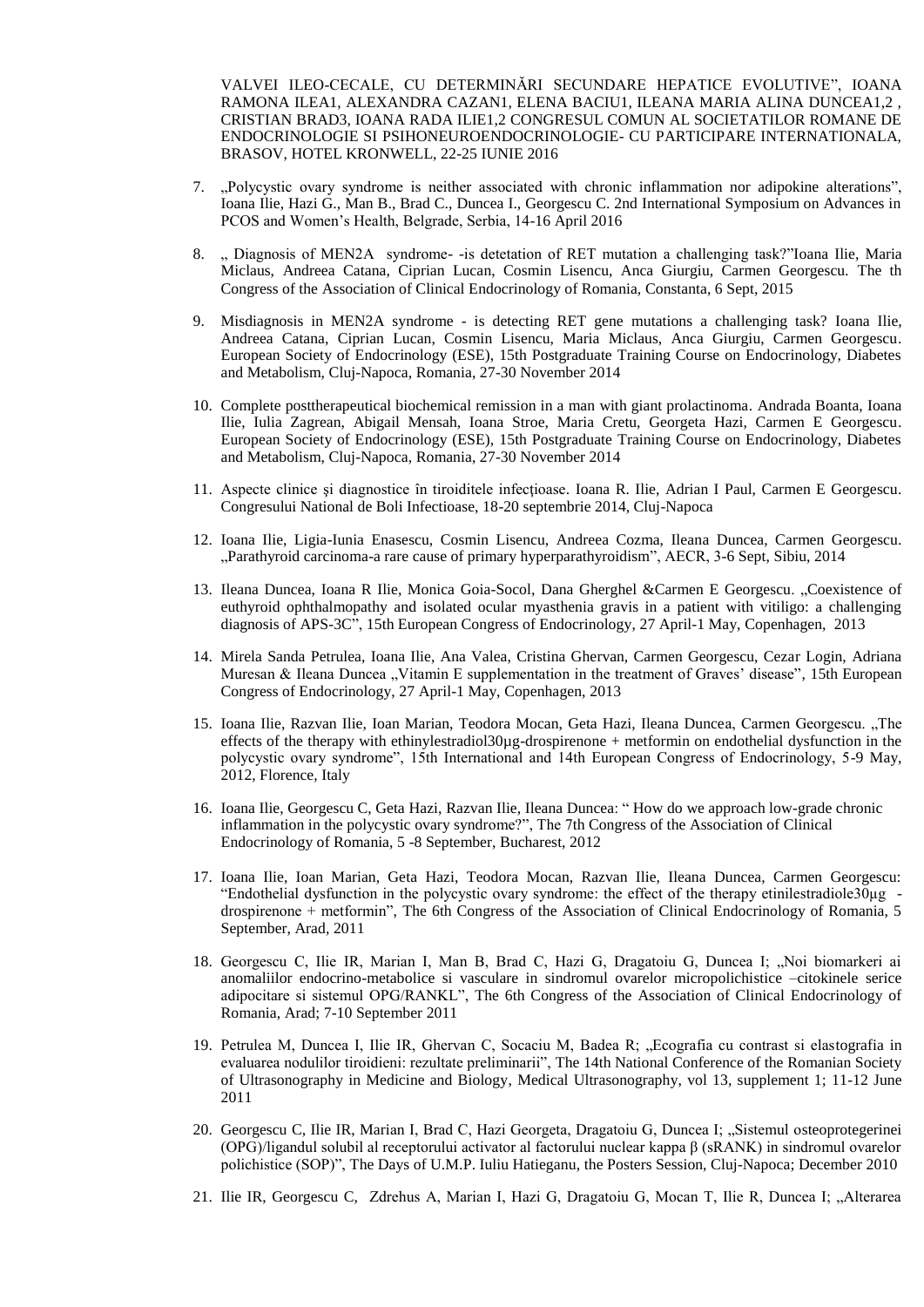VALVEI ILEO-CECALE, CU DETERMINĂRI SECUNDARE HEPATICE EVOLUTIVE", IOANA RAMONA ILEA1, ALEXANDRA CAZAN1, ELENA BACIU1, ILEANA MARIA ALINA DUNCEA1,2 , CRISTIAN BRAD3, IOANA RADA ILIE1,2 CONGRESUL COMUN AL SOCIETATILOR ROMANE DE ENDOCRINOLOGIE SI PSIHONEUROENDOCRINOLOGIE- CU PARTICIPARE INTERNATIONALA, BRASOV, HOTEL KRONWELL, 22-25 IUNIE 2016

7. „Polycystic ovary syndrome is neither associated with chronic inflammation nor adipokine alterations", Ioana Ilie, Hazi G., Man B., Brad C., Duncea I., Georgescu C. 2nd International Symposium on Advances in PCOS and Women's Health, Belgrade, Serbia, 14-16 April 2016

8. „ Diagnosis of MEN2A syndrome- -is detetation of RET mutation a challenging task?"Ioana Ilie, Maria Miclaus, Andreea Catana, Ciprian Lucan, Cosmin Lisencu, Anca Giurgiu, Carmen Georgescu. The th Congress of the Association of Clinical Endocrinology of Romania, Constanta, 6 Sept, 2015

9. Misdiagnosis in MEN2A syndrome - is detecting RET gene mutations a challenging task? Ioana Ilie, Andreea Catana, Ciprian Lucan, Cosmin Lisencu, Maria Miclaus, Anca Giurgiu, Carmen Georgescu. European Society of Endocrinology (ESE), 15th Postgraduate Training Course on Endocrinology, Diabetes and Metabolism, Cluj-Napoca, Romania, 27-30 November 2014

10. Complete posttherapeutical biochemical remission in a man with giant prolactinoma. Andrada Boanta, Ioana Ilie, Iulia Zagrean, Abigail Mensah, Ioana Stroe, Maria Cretu, Georgeta Hazi, Carmen E Georgescu. European Society of Endocrinology (ESE), 15th Postgraduate Training Course on Endocrinology, Diabetes and Metabolism, Cluj-Napoca, Romania, 27-30 November 2014

11. Aspecte clinice şi diagnostice în tiroiditele infecţioase. Ioana R. Ilie, Adrian I Paul, Carmen E Georgescu. Congresului National de Boli Infectioase, 18-20 septembrie 2014, Cluj-Napoca

12. Ioana Ilie, Ligia-Iunia Enasescu, Cosmin Lisencu, Andreea Cozma, Ileana Duncea, Carmen Georgescu. „Parathyroid carcinoma-a rare cause of primary hyperparathyroidism", AECR, 3-6 Sept, Sibiu, 2014

13. Ileana Duncea, Ioana R Ilie, Monica Goia-Socol, Dana Gherghel &Carmen E Georgescu. „Coexistence of euthyroid ophthalmopathy and isolated ocular myasthenia gravis in a patient with vitiligo: a challenging diagnosis of APS-3C", 15th European Congress of Endocrinology, 27 April-1 May, Copenhagen, 2013

14. Mirela Sanda Petrulea, Ioana Ilie, Ana Valea, Cristina Ghervan, Carmen Georgescu, Cezar Login, Adriana Muresan & Ileana Duncea „Vitamin E supplementation in the treatment of Graves' disease", 15th European Congress of Endocrinology, 27 April-1 May, Copenhagen, 2013

15. Ioana Ilie, Razvan Ilie, Ioan Marian, Teodora Mocan, Geta Hazi, Ileana Duncea, Carmen Georgescu. „The effects of the therapy with ethinylestradiol30µg-drospirenone + metformin on endothelial dysfunction in the polycystic ovary syndrome", 15th International and 14th European Congress of Endocrinology, 5-9 May, 2012, Florence, Italy

16. Ioana Ilie, Georgescu C, Geta Hazi, Razvan Ilie, Ileana Duncea: " How do we approach low-grade chronic inflammation in the polycystic ovary syndrome?", The 7th Congress of the Association of Clinical Endocrinology of Romania, 5 -8 September, Bucharest, 2012

17. Ioana Ilie, Ioan Marian, Geta Hazi, Teodora Mocan, Razvan Ilie, Ileana Duncea, Carmen Georgescu: "Endothelial dysfunction in the polycystic ovary syndrome: the effect of the therapy etinilestradiole30µg - drospirenone + metformin", The 6th Congress of the Association of Clinical Endocrinology of Romania, 5 September, Arad, 2011

18. Georgescu C, Ilie IR, Marian I, Man B, Brad C, Hazi G, Dragatoiu G, Duncea I; „Noi biomarkeri ai anomaliilor endocrino-metabolice si vasculare in sindromul ovarelor micropolichistice –citokinele serice adipocitare si sistemul OPG/RANKL", The 6th Congress of the Association of Clinical Endocrinology of Romania, Arad; 7-10 September 2011

19. Petrulea M, Duncea I, Ilie IR, Ghervan C, Socaciu M, Badea R; „Ecografia cu contrast si elastografia in evaluarea nodulilor tiroidieni: rezultate preliminarii", The 14th National Conference of the Romanian Society of Ultrasonography in Medicine and Biology, Medical Ultrasonography, vol 13, supplement 1; 11-12 June 2011

20. Georgescu C, Ilie IR, Marian I, Brad C, Hazi Georgeta, Dragatoiu G, Duncea I; „Sistemul osteoprotegerinei (OPG)/ligandul solubil al receptorului activator al factorului nuclear kappa β (sRANK) in sindromul ovarelor polichistice (SOP)", The Days of U.M.P. Iuliu Hatieganu, the Posters Session, Cluj-Napoca; December 2010

21. Ilie IR, Georgescu C, Zdrehus A, Marian I, Hazi G, Dragatoiu G, Mocan T, Ilie R, Duncea I; „Alterarea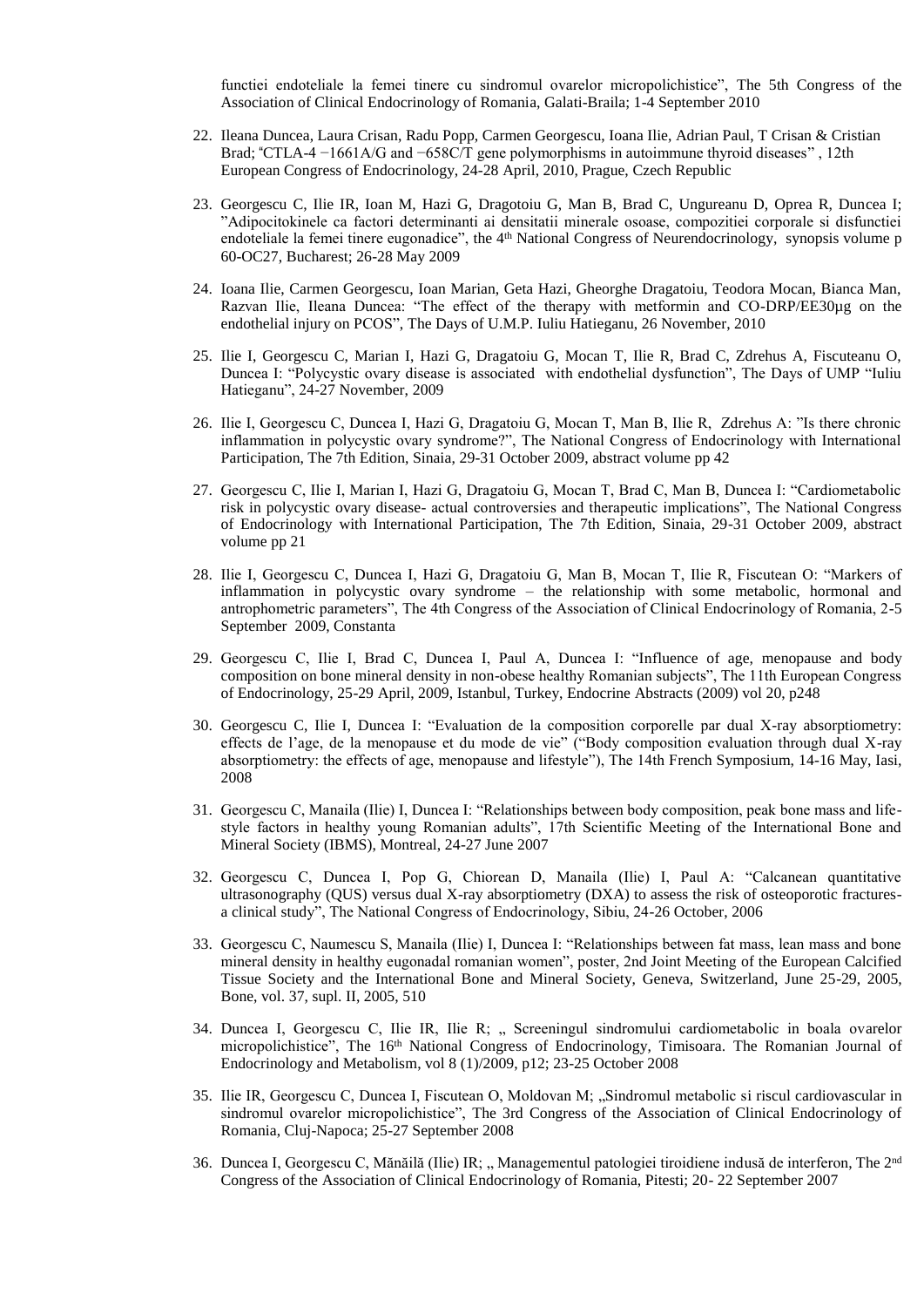functiei endoteliale la femei tinere cu sindromul ovarelor micropolichistice", The 5th Congress of the Association of Clinical Endocrinology of Romania, Galati-Braila; 1-4 September 2010

22. Ileana Duncea, Laura Crisan, Radu Popp, Carmen Georgescu, Ioana Ilie, Adrian Paul, T Crisan & Cristian Brad; "CTLA-4 −1661A/G and −658C/T gene polymorphisms in autoimmune thyroid diseases" , 12th European Congress of Endocrinology, 24-28 April, 2010, Prague, Czech Republic

23. Georgescu C, Ilie IR, Ioan M, Hazi G, Dragotoiu G, Man B, Brad C, Ungureanu D, Oprea R, Duncea I; "Adipocitokinele ca factori determinanti ai densitatii minerale osoase, compozitiei corporale si disfunctiei endoteliale la femei tinere eugonadice", the 4th National Congress of Neurendocrinology, synopsis volume p 60-OC27, Bucharest; 26-28 May 2009

24. Ioana Ilie, Carmen Georgescu, Ioan Marian, Geta Hazi, Gheorghe Dragatoiu, Teodora Mocan, Bianca Man, Razvan Ilie, Ileana Duncea: "The effect of the therapy with metformin and CO-DRP/EE30µg on the endothelial injury on PCOS", The Days of U.M.P. Iuliu Hatieganu, 26 November, 2010

25. Ilie I, Georgescu C, Marian I, Hazi G, Dragatoiu G, Mocan T, Ilie R, Brad C, Zdrehus A, Fiscuteanu O, Duncea I: "Polycystic ovary disease is associated with endothelial dysfunction", The Days of UMP "Iuliu Hatieganu", 24-27 November, 2009

26. Ilie I, Georgescu C, Duncea I, Hazi G, Dragatoiu G, Mocan T, Man B, Ilie R, Zdrehus A: "Is there chronic inflammation in polycystic ovary syndrome?", The National Congress of Endocrinology with International Participation, The 7th Edition, Sinaia, 29-31 October 2009, abstract volume pp 42

27. Georgescu C, Ilie I, Marian I, Hazi G, Dragatoiu G, Mocan T, Brad C, Man B, Duncea I: "Cardiometabolic risk in polycystic ovary disease- actual controversies and therapeutic implications", The National Congress of Endocrinology with International Participation, The 7th Edition, Sinaia, 29-31 October 2009, abstract volume pp 21

28. Ilie I, Georgescu C, Duncea I, Hazi G, Dragatoiu G, Man B, Mocan T, Ilie R, Fiscutean O: "Markers of inflammation in polycystic ovary syndrome – the relationship with some metabolic, hormonal and antrophometric parameters", The 4th Congress of the Association of Clinical Endocrinology of Romania, 2-5 September 2009, Constanta

29. Georgescu C, Ilie I, Brad C, Duncea I, Paul A, Duncea I: "Influence of age, menopause and body composition on bone mineral density in non-obese healthy Romanian subjects", The 11th European Congress of Endocrinology, 25-29 April, 2009, Istanbul, Turkey, Endocrine Abstracts (2009) vol 20, p248

30. Georgescu C, Ilie I, Duncea I: "Evaluation de la composition corporelle par dual X-ray absorptiometry: effects de l'age, de la menopause et du mode de vie" ("Body composition evaluation through dual X-ray absorptiometry: the effects of age, menopause and lifestyle"), The 14th French Symposium, 14-16 May, Iasi, 2008

31. Georgescu C, Manaila (Ilie) I, Duncea I: "Relationships between body composition, peak bone mass and life-style factors in healthy young Romanian adults", 17th Scientific Meeting of the International Bone and Mineral Society (IBMS), Montreal, 24-27 June 2007

32. Georgescu C, Duncea I, Pop G, Chiorean D, Manaila (Ilie) I, Paul A: "Calcanean quantitative ultrasonography (QUS) versus dual X-ray absorptiometry (DXA) to assess the risk of osteoporotic fractures- a clinical study", The National Congress of Endocrinology, Sibiu, 24-26 October, 2006

33. Georgescu C, Naumescu S, Manaila (Ilie) I, Duncea I: "Relationships between fat mass, lean mass and bone mineral density in healthy eugonadal romanian women", poster, 2nd Joint Meeting of the European Calcified Tissue Society and the International Bone and Mineral Society, Geneva, Switzerland, June 25-29, 2005, Bone, vol. 37, supl. II, 2005, 510

34. Duncea I, Georgescu C, Ilie IR, Ilie R; „ Screeningul sindromului cardiometabolic in boala ovarelor micropolichistice", The 16th National Congress of Endocrinology, Timisoara. The Romanian Journal of Endocrinology and Metabolism, vol 8 (1)/2009, p12; 23-25 October 2008

35. Ilie IR, Georgescu C, Duncea I, Fiscutean O, Moldovan M; „Sindromul metabolic si riscul cardiovascular in sindromul ovarelor micropolichistice", The 3rd Congress of the Association of Clinical Endocrinology of Romania, Cluj-Napoca; 25-27 September 2008

36. Duncea I, Georgescu C, Mănăilă (Ilie) IR; „ Managementul patologiei tiroidiene indusă de interferon, The 2nd Congress of the Association of Clinical Endocrinology of Romania, Pitesti; 20- 22 September 2007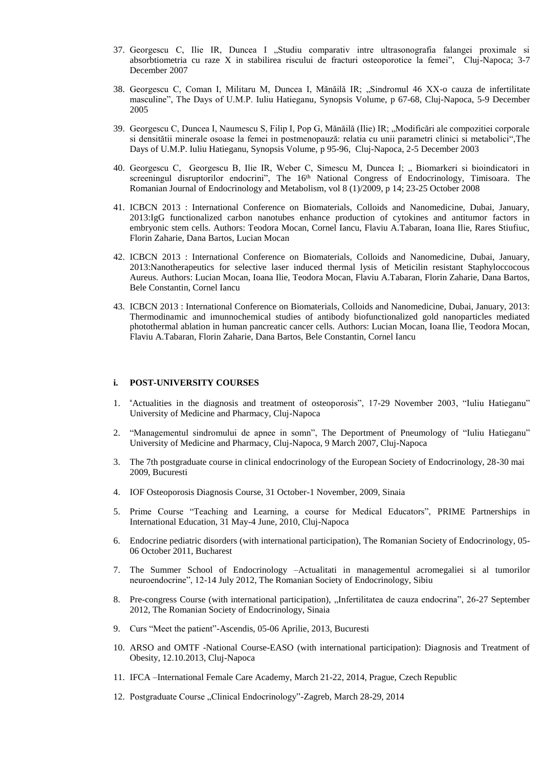37. Georgescu C, Ilie IR, Duncea I „Studiu comparativ intre ultrasonografia falangei proximale si absorbtiometria cu raze X in stabilirea riscului de fracturi osteoporotice la femei", Cluj-Napoca; 3-7 December 2007

38. Georgescu C, Coman I, Militaru M, Duncea I, Mănăilă IR; „Sindromul 46 XX-o cauza de infertilitate masculine", The Days of U.M.P. Iuliu Hatieganu, Synopsis Volume, p 67-68, Cluj-Napoca, 5-9 December 2005

39. Georgescu C, Duncea I, Naumescu S, Filip I, Pop G, Mănăilă (Ilie) IR; „Modificări ale compozitiei corporale si densitătii minerale osoase la femei in postmenopauză: relatia cu unii parametri clinici si metabolici",The Days of U.M.P. Iuliu Hatieganu, Synopsis Volume, p 95-96, Cluj-Napoca, 2-5 December 2003

40. Georgescu C, Georgescu B, Ilie IR, Weber C, Simescu M, Duncea I; „ Biomarkeri si bioindicatori in screeningul disruptorilor endocrini", The 16th National Congress of Endocrinology, Timisoara. The Romanian Journal of Endocrinology and Metabolism, vol 8 (1)/2009, p 14; 23-25 October 2008

41. ICBCN 2013 : International Conference on Biomaterials, Colloids and Nanomedicine, Dubai, January, 2013:IgG functionalized carbon nanotubes enhance production of cytokines and antitumor factors in embryonic stem cells. Authors: Teodora Mocan, Cornel Iancu, Flaviu A.Tabaran, Ioana Ilie, Rares Stiufiuc, Florin Zaharie, Dana Bartos, Lucian Mocan

42. ICBCN 2013 : International Conference on Biomaterials, Colloids and Nanomedicine, Dubai, January, 2013:Nanotherapeutics for selective laser induced thermal lysis of Meticilin resistant Staphyloccocous Aureus. Authors: Lucian Mocan, Ioana Ilie, Teodora Mocan, Flaviu A.Tabaran, Florin Zaharie, Dana Bartos, Bele Constantin, Cornel Iancu

43. ICBCN 2013 : International Conference on Biomaterials, Colloids and Nanomedicine, Dubai, January, 2013: Thermodinamic and imunnochemical studies of antibody biofunctionalized gold nanoparticles mediated photothermal ablation in human pancreatic cancer cells. Authors: Lucian Mocan, Ioana Ilie, Teodora Mocan, Flaviu A.Tabaran, Florin Zaharie, Dana Bartos, Bele Constantin, Cornel Iancu

### i. POST-UNIVERSITY COURSES

1. "Actualities in the diagnosis and treatment of osteoporosis", 17-29 November 2003, "Iuliu Hatieganu" University of Medicine and Pharmacy, Cluj-Napoca

2. "Managementul sindromului de apnee in somn", The Deportment of Pneumology of "Iuliu Hatieganu" University of Medicine and Pharmacy, Cluj-Napoca, 9 March 2007, Cluj-Napoca

3. The 7th postgraduate course in clinical endocrinology of the European Society of Endocrinology, 28-30 mai 2009, Bucuresti

4. IOF Osteoporosis Diagnosis Course, 31 October-1 November, 2009, Sinaia

5. Prime Course "Teaching and Learning, a course for Medical Educators", PRIME Partnerships in International Education, 31 May-4 June, 2010, Cluj-Napoca

6. Endocrine pediatric disorders (with international participation), The Romanian Society of Endocrinology, 05-06 October 2011, Bucharest

7. The Summer School of Endocrinology –Actualitati in managementul acromegaliei si al tumorilor neuroendocrine", 12-14 July 2012, The Romanian Society of Endocrinology, Sibiu

8. Pre-congress Course (with international participation), „Infertilitatea de cauza endocrina", 26-27 September 2012, The Romanian Society of Endocrinology, Sinaia

9. Curs "Meet the patient"-Ascendis, 05-06 Aprilie, 2013, Bucuresti

10. ARSO and OMTF -National Course-EASO (with international participation): Diagnosis and Treatment of Obesity, 12.10.2013, Cluj-Napoca

11. IFCA –International Female Care Academy, March 21-22, 2014, Prague, Czech Republic

12. Postgraduate Course „Clinical Endocrinology"-Zagreb, March 28-29, 2014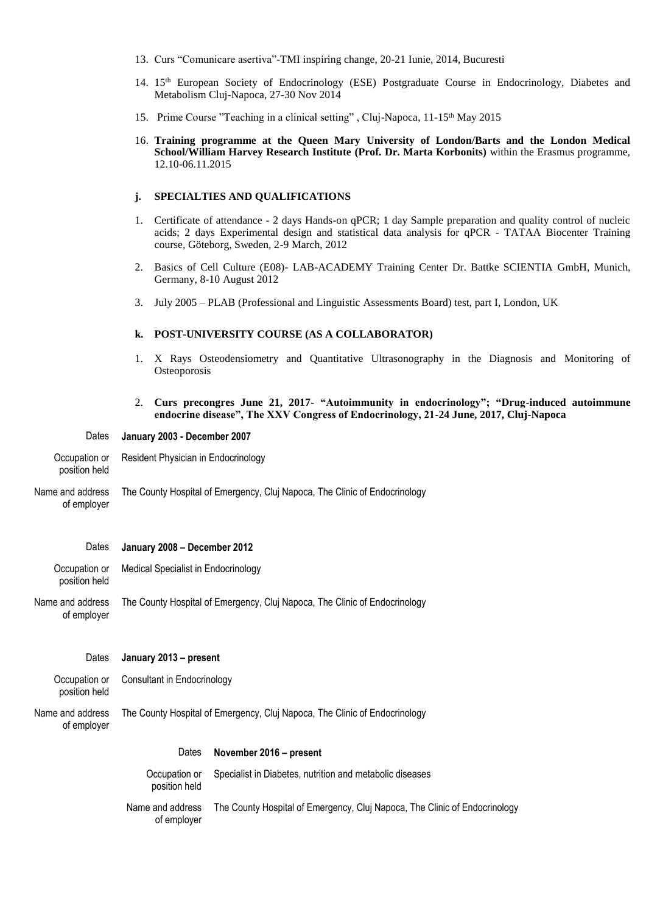13. Curs “Comunicare asertiva”-TMI inspiring change, 20-21 Iunie, 2014, Bucuresti

14. 15th European Society of Endocrinology (ESE) Postgraduate Course in Endocrinology, Diabetes and Metabolism Cluj-Napoca, 27-30 Nov 2014

15. Prime Course ”Teaching in a clinical setting” , Cluj-Napoca, 11-15th May 2015

16. **Training programme at the Queen Mary University of London/Barts and the London Medical School/William Harvey Research Institute (Prof. Dr. Marta Korbonits)** within the Erasmus programme, 12.10-06.11.2015

### j. SPECIALTIES AND QUALIFICATIONS

1. Certificate of attendance - 2 days Hands-on qPCR; 1 day Sample preparation and quality control of nucleic acids; 2 days Experimental design and statistical data analysis for qPCR - TATAA Biocenter Training course, Göteborg, Sweden, 2-9 March, 2012

2. Basics of Cell Culture (E08)- LAB-ACADEMY Training Center Dr. Battke SCIENTIA GmbH, Munich, Germany, 8-10 August 2012

3. July 2005 – PLAB (Professional and Linguistic Assessments Board) test, part I, London, UK

### k. POST-UNIVERSITY COURSE (AS A COLLABORATOR)

1. X Rays Osteodensiometry and Quantitative Ultrasonography in the Diagnosis and Monitoring of Osteoporosis

2. **Curs precongres June 21, 2017- “Autoimmunity in endocrinology”; “Drug-induced autoimmune endocrine disease”, The XXV Congress of Endocrinology, 21-24 June, 2017, Cluj-Napoca**

Dates: **January 2003 - December 2007**

Occupation or position held: Resident Physician in Endocrinology

Name and address of employer: The County Hospital of Emergency, Cluj Napoca, The Clinic of Endocrinology

Dates: **January 2008 – December 2012**

Occupation or position held: Medical Specialist in Endocrinology

Name and address of employer: The County Hospital of Emergency, Cluj Napoca, The Clinic of Endocrinology

Dates: **January 2013 – present**

Occupation or position held: Consultant in Endocrinology

Name and address of employer: The County Hospital of Emergency, Cluj Napoca, The Clinic of Endocrinology

Dates: **November 2016 – present**

Occupation or position held: Specialist in Diabetes, nutrition and metabolic diseases

Name and address of employer: The County Hospital of Emergency, Cluj Napoca, The Clinic of Endocrinology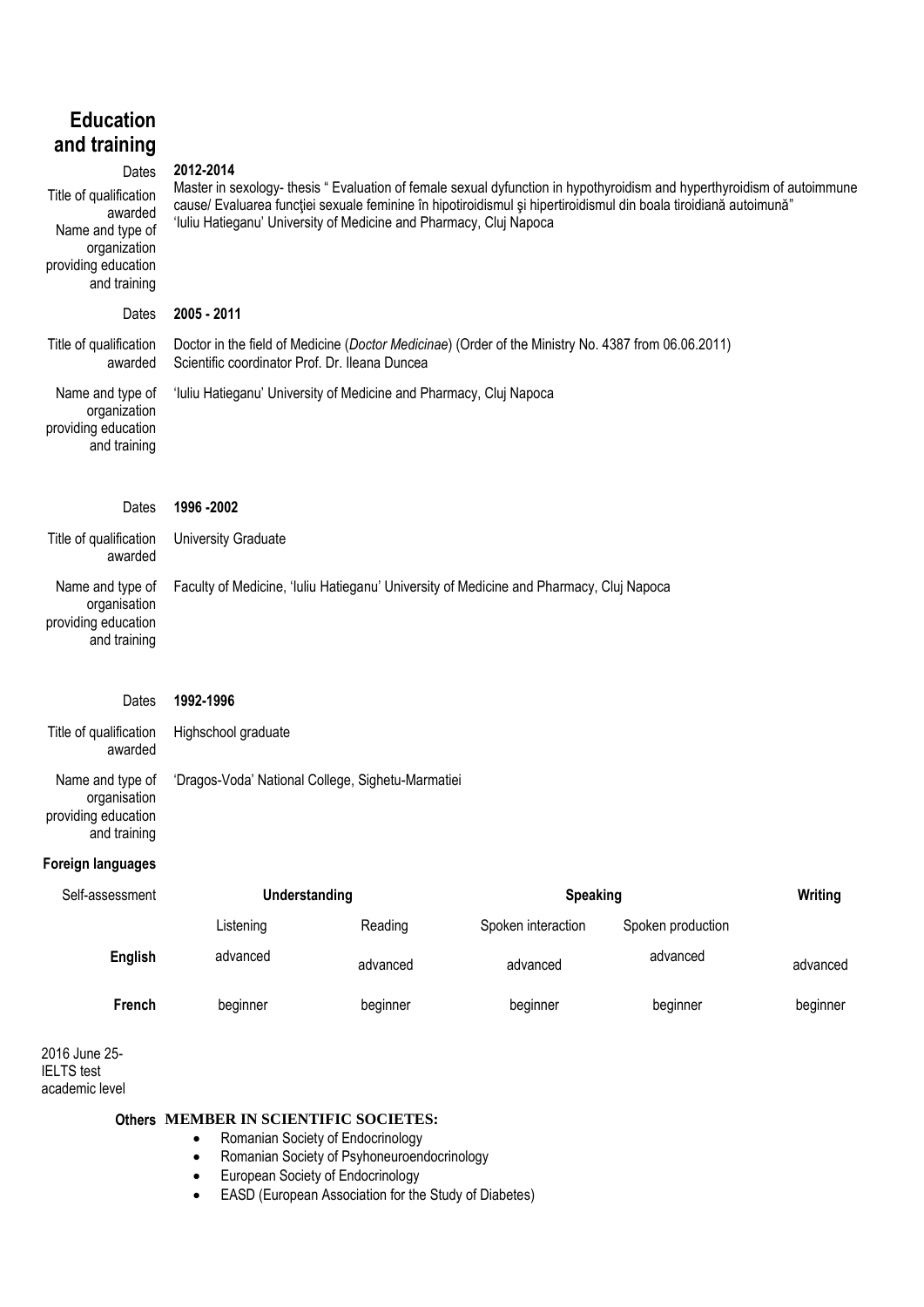## Education and training

| | |
|---|---|
| Dates | **2012-2014** |
| Title of qualification awarded | Master in sexology- thesis " Evaluation of female sexual dyfunction in hypothyroidism and hyperthyroidism of autoimmune cause/ Evaluarea funcţiei sexuale feminine în hipotiroidismul şi hipertiroidismul din boala tiroidiană autoimună" |
| Name and type of organization providing education and training | 'Iuliu Hatieganu' University of Medicine and Pharmacy, Cluj Napoca |
| Dates | **2005 - 2011** |
| Title of qualification awarded | Doctor in the field of Medicine (*Doctor Medicinae*) (Order of the Ministry No. 4387 from 06.06.2011) Scientific coordinator Prof. Dr. Ileana Duncea |
| Name and type of organization providing education and training | 'Iuliu Hatieganu' University of Medicine and Pharmacy, Cluj Napoca |
| Dates | **1996 -2002** |
| Title of qualification awarded | University Graduate |
| Name and type of organisation providing education and training | Faculty of Medicine, 'Iuliu Hatieganu' University of Medicine and Pharmacy, Cluj Napoca |
| Dates | **1992-1996** |
| Title of qualification awarded | Highschool graduate |
| Name and type of organisation providing education and training | 'Dragos-Voda' National College, Sighetu-Marmatiei |

**Foreign languages**

| Self-assessment | **Understanding** | | **Speaking** | | **Writing** |
|---|---|---|---|---|---|
| | Listening | Reading | Spoken interaction | Spoken production | |
| **English** | advanced | advanced | advanced | advanced | advanced |
| **French** | beginner | beginner | beginner | beginner | beginner |

2016 June 25- IELTS test academic level

**Others** **MEMBER IN SCIENTIFIC SOCIETES:**

- Romanian Society of Endocrinology
- Romanian Society of Psyhoneuroendocrinology
- European Society of Endocrinology
- EASD (European Association for the Study of Diabetes)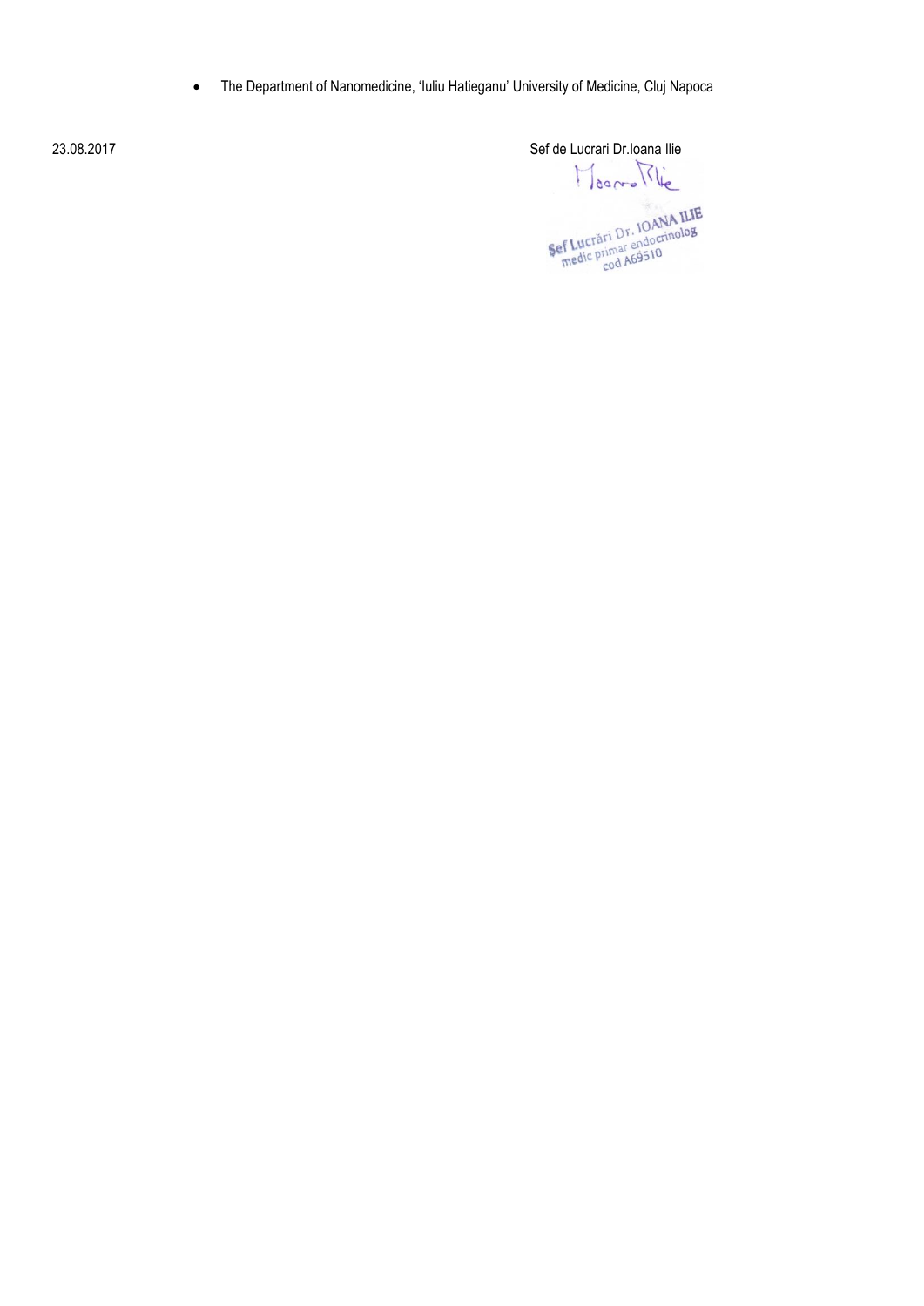- The Department of Nanomedicine, 'Iuliu Hatieganu' University of Medicine, Cluj Napoca

23.08.2017

Sef de Lucrari Dr.Ioana Ilie

Sef Lucrări Dr. IOANA ILIE
medic primar endocrinolog
cod A69510